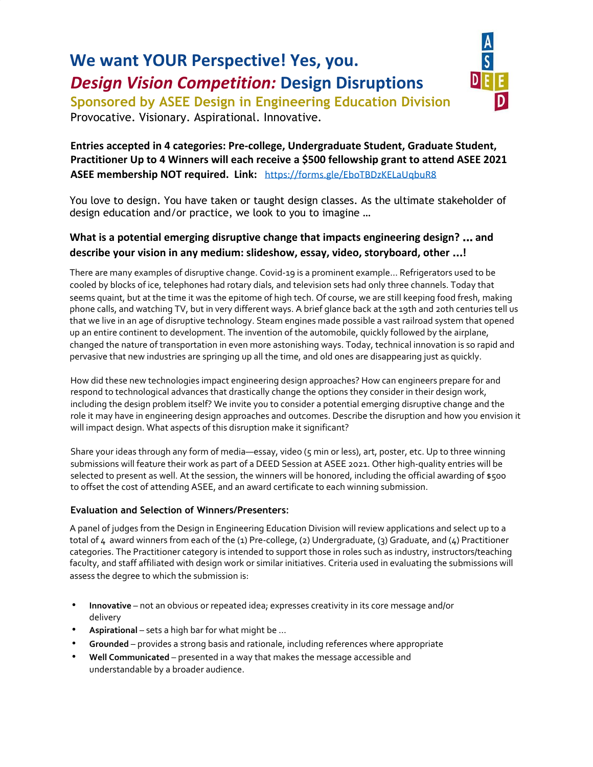# We want YOUR Perspective! Yes, you.

## *Design Vision Competition:* Design Disruptions

### Sponsored by ASEE Design in Engineering Education Division

Provocative. Visionary. Aspirational. Innovative.

**Entries accepted in 4 categories: Pre-college, Undergraduate Student, Graduate Student, Practitioner Up to 4 Winners will each receive a $500 fellowship grant to attend ASEE 2021 ASEE membership NOT required. Link:** https://forms.gle/EboTBDzKELaUqbuR8

You love to design. You have taken or taught design classes. As the ultimate stakeholder of design education and/or practice, we look to you to imagine …

**What is a potential emerging disruptive change that impacts engineering design? ... and describe your vision in any medium: slideshow, essay, video, storyboard, other ...!**

There are many examples of disruptive change. Covid-19 is a prominent example... Refrigerators used to be cooled by blocks of ice, telephones had rotary dials, and television sets had only three channels. Today that seems quaint, but at the time it was the epitome of high tech. Of course, we are still keeping food fresh, making phone calls, and watching TV, but in very different ways. A brief glance back at the 19th and 20th centuries tell us that we live in an age of disruptive technology. Steam engines made possible a vast railroad system that opened up an entire continent to development. The invention of the automobile, quickly followed by the airplane, changed the nature of transportation in even more astonishing ways. Today, technical innovation is so rapid and pervasive that new industries are springing up all the time, and old ones are disappearing just as quickly.

How did these new technologies impact engineering design approaches? How can engineers prepare for and respond to technological advances that drastically change the options they consider in their design work, including the design problem itself? We invite you to consider a potential emerging disruptive change and the role it may have in engineering design approaches and outcomes. Describe the disruption and how you envision it will impact design. What aspects of this disruption make it significant?

Share your ideas through any form of media—essay, video (5 min or less), art, poster, etc. Up to three winning submissions will feature their work as part of a DEED Session at ASEE 2021. Other high-quality entries will be selected to present as well. At the session, the winners will be honored, including the official awarding of $500 to offset the cost of attending ASEE, and an award certificate to each winning submission.

**Evaluation and Selection of Winners/Presenters:**

A panel of judges from the Design in Engineering Education Division will review applications and select up to a total of 4 award winners from each of the (1) Pre-college, (2) Undergraduate, (3) Graduate, and (4) Practitioner categories. The Practitioner category is intended to support those in roles such as industry, instructors/teaching faculty, and staff affiliated with design work or similar initiatives. Criteria used in evaluating the submissions will assess the degree to which the submission is:

- **Innovative** – not an obvious or repeated idea; expresses creativity in its core message and/or delivery
- **Aspirational** – sets a high bar for what might be …
- **Grounded** – provides a strong basis and rationale, including references where appropriate
- **Well Communicated** – presented in a way that makes the message accessible and understandable by a broader audience.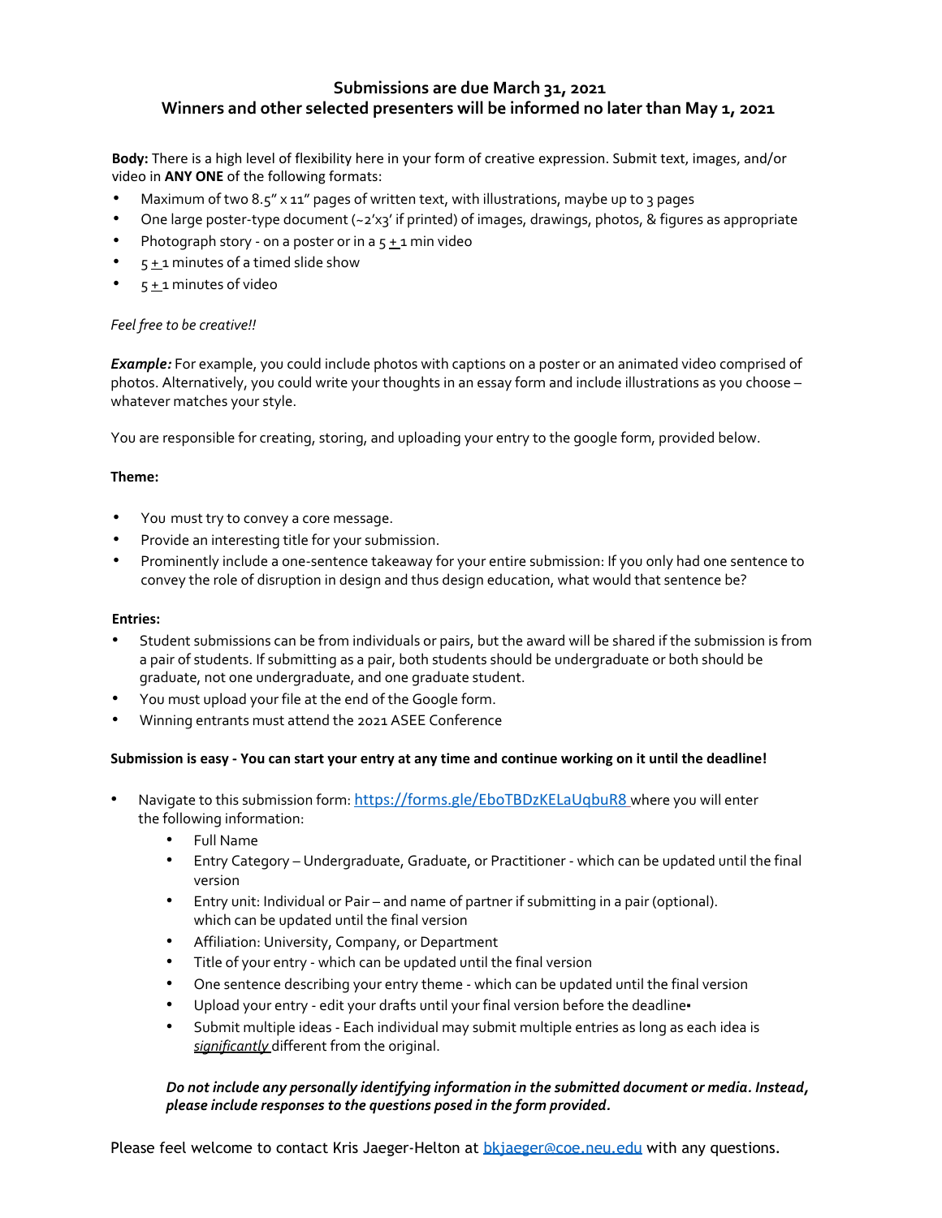**Submissions are due March 31, 2021**
**Winners and other selected presenters will be informed no later than May 1, 2021**

**Body:** There is a high level of flexibility here in your form of creative expression. Submit text, images, and/or video in **ANY ONE** of the following formats:

- Maximum of two 8.5" x 11" pages of written text, with illustrations, maybe up to 3 pages
- One large poster-type document (~2'x3' if printed) of images, drawings, photos, & figures as appropriate
- Photograph story - on a poster or in a 5 ± 1 min video
- 5 ± 1 minutes of a timed slide show
- 5 ± 1 minutes of video

*Feel free to be creative!!*

***Example:*** For example, you could include photos with captions on a poster or an animated video comprised of photos. Alternatively, you could write your thoughts in an essay form and include illustrations as you choose – whatever matches your style.

You are responsible for creating, storing, and uploading your entry to the google form, provided below.

**Theme:**

- You must try to convey a core message.
- Provide an interesting title for your submission.
- Prominently include a one-sentence takeaway for your entire submission: If you only had one sentence to convey the role of disruption in design and thus design education, what would that sentence be?

**Entries:**

- Student submissions can be from individuals or pairs, but the award will be shared if the submission is from a pair of students. If submitting as a pair, both students should be undergraduate or both should be graduate, not one undergraduate, and one graduate student.
- You must upload your file at the end of the Google form.
- Winning entrants must attend the 2021 ASEE Conference

**Submission is easy - You can start your entry at any time and continue working on it until the deadline!**

- Navigate to this submission form: https://forms.gle/EboTBDzKELaUqbuR8 where you will enter the following information:
  - Full Name
  - Entry Category – Undergraduate, Graduate, or Practitioner - which can be updated until the final version
  - Entry unit: Individual or Pair – and name of partner if submitting in a pair (optional). which can be updated until the final version
  - Affiliation: University, Company, or Department
  - Title of your entry - which can be updated until the final version
  - One sentence describing your entry theme - which can be updated until the final version
  - Upload your entry - edit your drafts until your final version before the deadline▪
  - Submit multiple ideas - Each individual may submit multiple entries as long as each idea is *significantly* different from the original.

***Do not include any personally identifying information in the submitted document or media. Instead, please include responses to the questions posed in the form provided.***

Please feel welcome to contact Kris Jaeger-Helton at bkjaeger@coe.neu.edu with any questions.